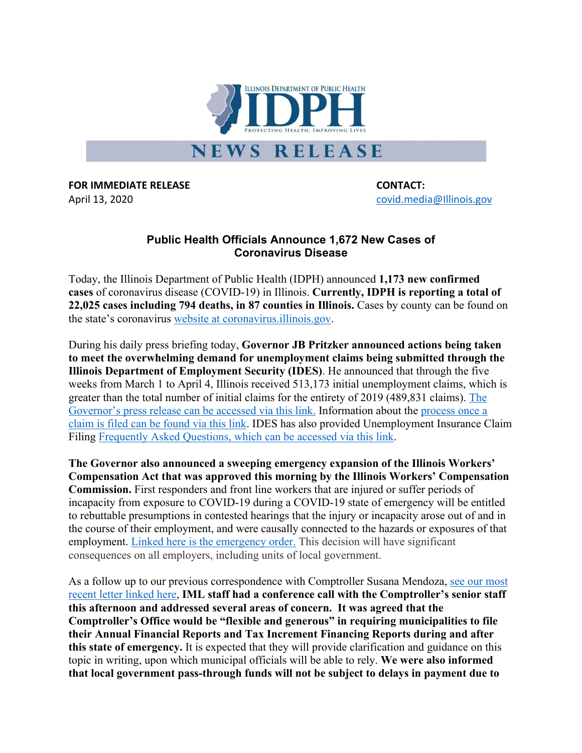ILLINOIS DEPARTMENT OF PUBLIC HEALTH

IDPH

PROTECTING HEALTH, IMPROVING LIVES

# NEWS RELEASE

**FOR IMMEDIATE RELEASE**
April 13, 2020

**CONTACT:**
covid.media@Illinois.gov

## Public Health Officials Announce 1,672 New Cases of Coronavirus Disease

Today, the Illinois Department of Public Health (IDPH) announced **1,173 new confirmed cases** of coronavirus disease (COVID-19) in Illinois. **Currently, IDPH is reporting a total of 22,025 cases including 794 deaths, in 87 counties in Illinois.** Cases by county can be found on the state's coronavirus website at coronavirus.illinois.gov.

During his daily press briefing today, **Governor JB Pritzker announced actions being taken to meet the overwhelming demand for unemployment claims being submitted through the Illinois Department of Employment Security (IDES)**. He announced that through the five weeks from March 1 to April 4, Illinois received 513,173 initial unemployment claims, which is greater than the total number of initial claims for the entirety of 2019 (489,831 claims). The Governor's press release can be accessed via this link. Information about the process once a claim is filed can be found via this link. IDES has also provided Unemployment Insurance Claim Filing Frequently Asked Questions, which can be accessed via this link.

**The Governor also announced a sweeping emergency expansion of the Illinois Workers' Compensation Act that was approved this morning by the Illinois Workers' Compensation Commission.** First responders and front line workers that are injured or suffer periods of incapacity from exposure to COVID-19 during a COVID-19 state of emergency will be entitled to rebuttable presumptions in contested hearings that the injury or incapacity arose out of and in the course of their employment, and were causally connected to the hazards or exposures of that employment. Linked here is the emergency order. This decision will have significant consequences on all employers, including units of local government.

As a follow up to our previous correspondence with Comptroller Susana Mendoza, see our most recent letter linked here, **IML staff had a conference call with the Comptroller's senior staff this afternoon and addressed several areas of concern. It was agreed that the Comptroller's Office would be "flexible and generous" in requiring municipalities to file their Annual Financial Reports and Tax Increment Financing Reports during and after this state of emergency.** It is expected that they will provide clarification and guidance on this topic in writing, upon which municipal officials will be able to rely. **We were also informed that local government pass-through funds will not be subject to delays in payment due to**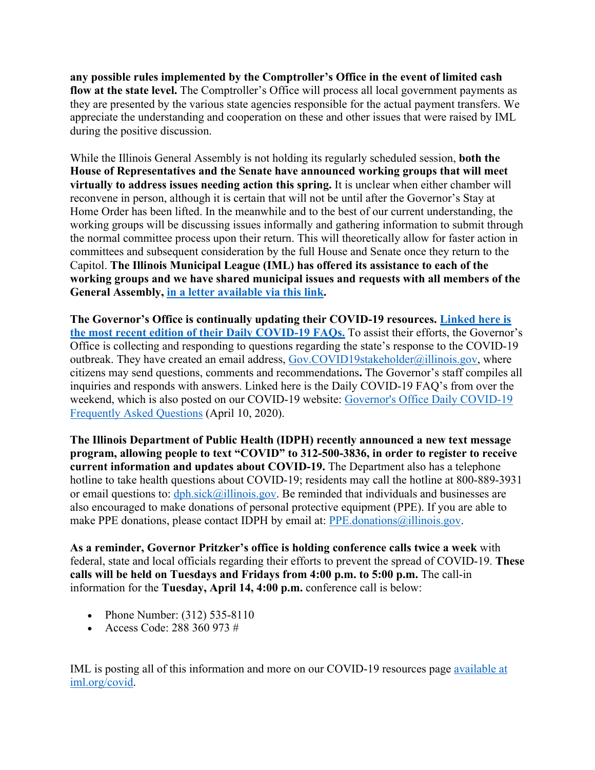**any possible rules implemented by the Comptroller's Office in the event of limited cash flow at the state level.** The Comptroller's Office will process all local government payments as they are presented by the various state agencies responsible for the actual payment transfers. We appreciate the understanding and cooperation on these and other issues that were raised by IML during the positive discussion.

While the Illinois General Assembly is not holding its regularly scheduled session, **both the House of Representatives and the Senate have announced working groups that will meet virtually to address issues needing action this spring.** It is unclear when either chamber will reconvene in person, although it is certain that will not be until after the Governor's Stay at Home Order has been lifted. In the meanwhile and to the best of our current understanding, the working groups will be discussing issues informally and gathering information to submit through the normal committee process upon their return. This will theoretically allow for faster action in committees and subsequent consideration by the full House and Senate once they return to the Capitol. **The Illinois Municipal League (IML) has offered its assistance to each of the working groups and we have shared municipal issues and requests with all members of the General Assembly, in a letter available via this link.**

**The Governor's Office is continually updating their COVID-19 resources. Linked here is the most recent edition of their Daily COVID-19 FAQs.** To assist their efforts, the Governor's Office is collecting and responding to questions regarding the state's response to the COVID-19 outbreak. They have created an email address, Gov.COVID19stakeholder@illinois.gov, where citizens may send questions, comments and recommendations**.** The Governor's staff compiles all inquiries and responds with answers. Linked here is the Daily COVID-19 FAQ's from over the weekend, which is also posted on our COVID-19 website: Governor's Office Daily COVID-19 Frequently Asked Questions (April 10, 2020).

**The Illinois Department of Public Health (IDPH) recently announced a new text message program, allowing people to text "COVID" to 312-500-3836, in order to register to receive current information and updates about COVID-19.** The Department also has a telephone hotline to take health questions about COVID-19; residents may call the hotline at 800-889-3931 or email questions to: dph.sick@illinois.gov. Be reminded that individuals and businesses are also encouraged to make donations of personal protective equipment (PPE). If you are able to make PPE donations, please contact IDPH by email at: PPE.donations@illinois.gov.

**As a reminder, Governor Pritzker's office is holding conference calls twice a week** with federal, state and local officials regarding their efforts to prevent the spread of COVID-19. **These calls will be held on Tuesdays and Fridays from 4:00 p.m. to 5:00 p.m.** The call-in information for the **Tuesday, April 14, 4:00 p.m.** conference call is below:

- Phone Number: (312) 535-8110
- Access Code: 288 360 973 #

IML is posting all of this information and more on our COVID-19 resources page available at iml.org/covid.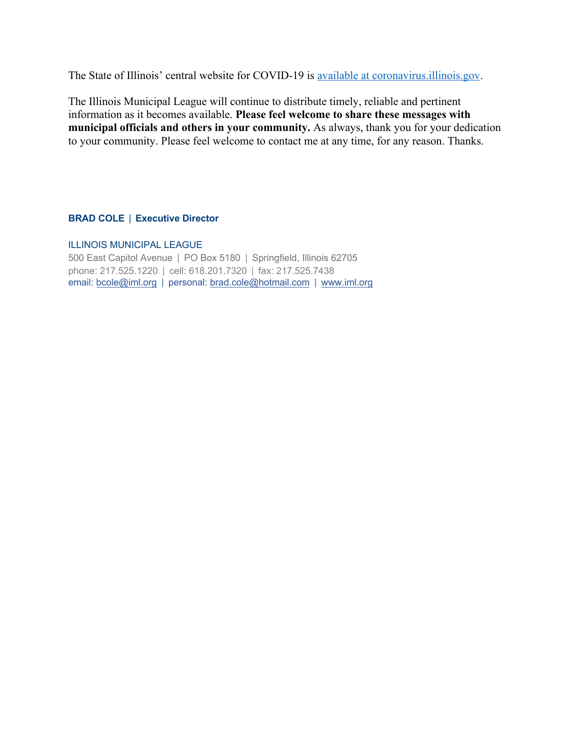The State of Illinois' central website for COVID-19 is [available at coronavirus.illinois.gov](https://coronavirus.illinois.gov).

The Illinois Municipal League will continue to distribute timely, reliable and pertinent information as it becomes available. **Please feel welcome to share these messages with municipal officials and others in your community.** As always, thank you for your dedication to your community. Please feel welcome to contact me at any time, for any reason. Thanks.

**BRAD COLE | Executive Director**

ILLINOIS MUNICIPAL LEAGUE
500 East Capitol Avenue | PO Box 5180 | Springfield, Illinois 62705
phone: 217.525.1220 | cell: 618.201.7320 | fax: 217.525.7438
email: bcole@iml.org | personal: brad.cole@hotmail.com | www.iml.org